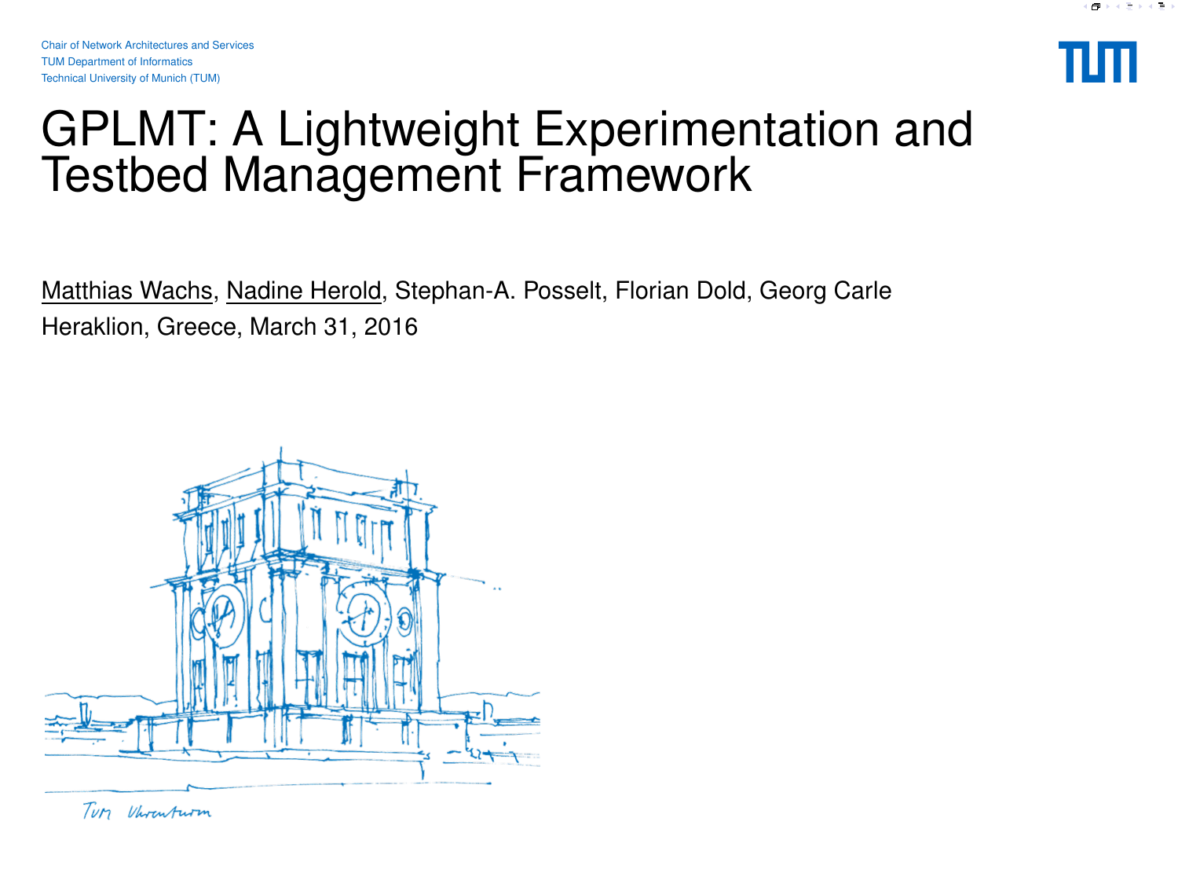Chair of Network Architectures and Services
TUM Department of Informatics
Technical University of Munich (TUM)

# GPLMT: A Lightweight Experimentation and Testbed Management Framework

Matthias Wachs, Nadine Herold, Stephan-A. Posselt, Florian Dold, Georg Carle

Heraklion, Greece, March 31, 2016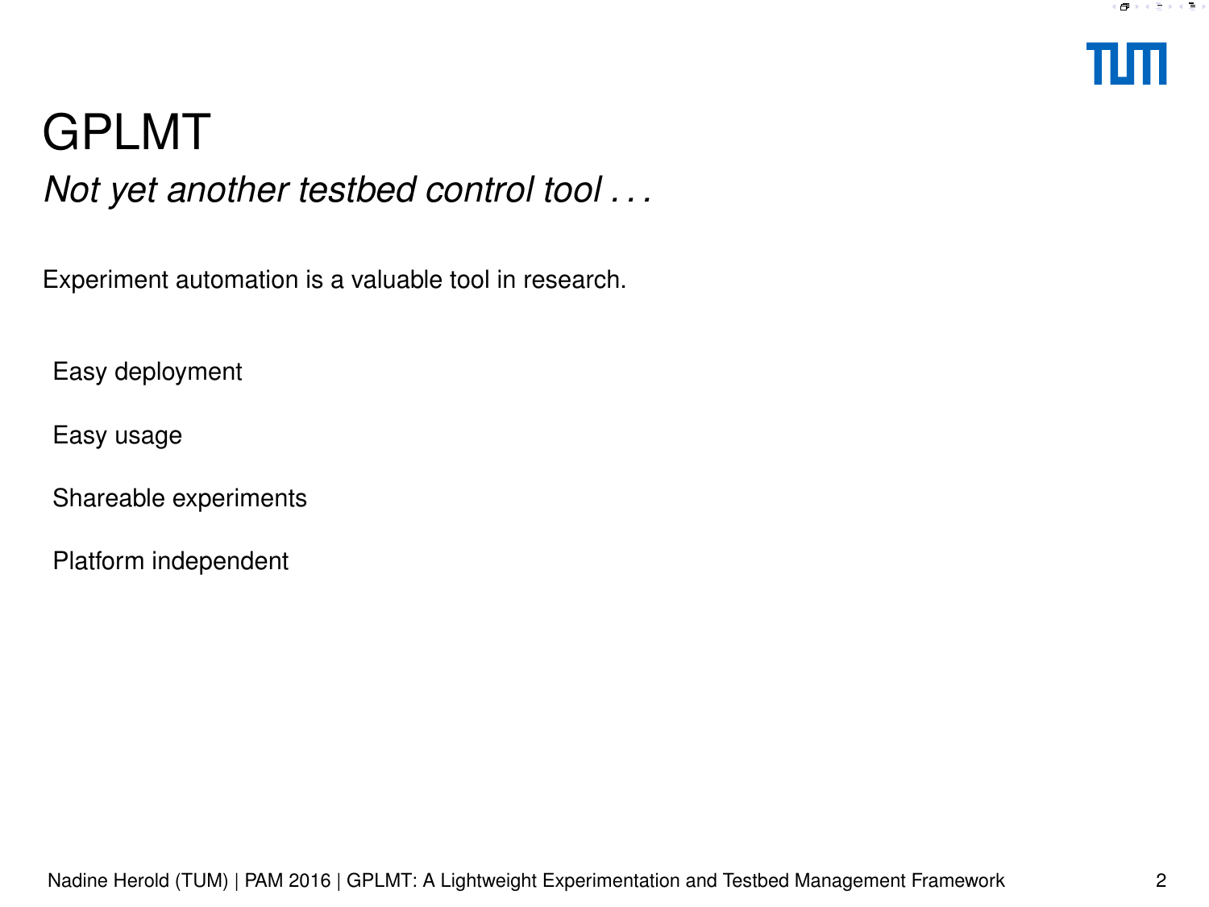# GPLMT

*Not yet another testbed control tool . . .*

Experiment automation is a valuable tool in research.

- Easy deployment
- Easy usage
- Shareable experiments
- Platform independent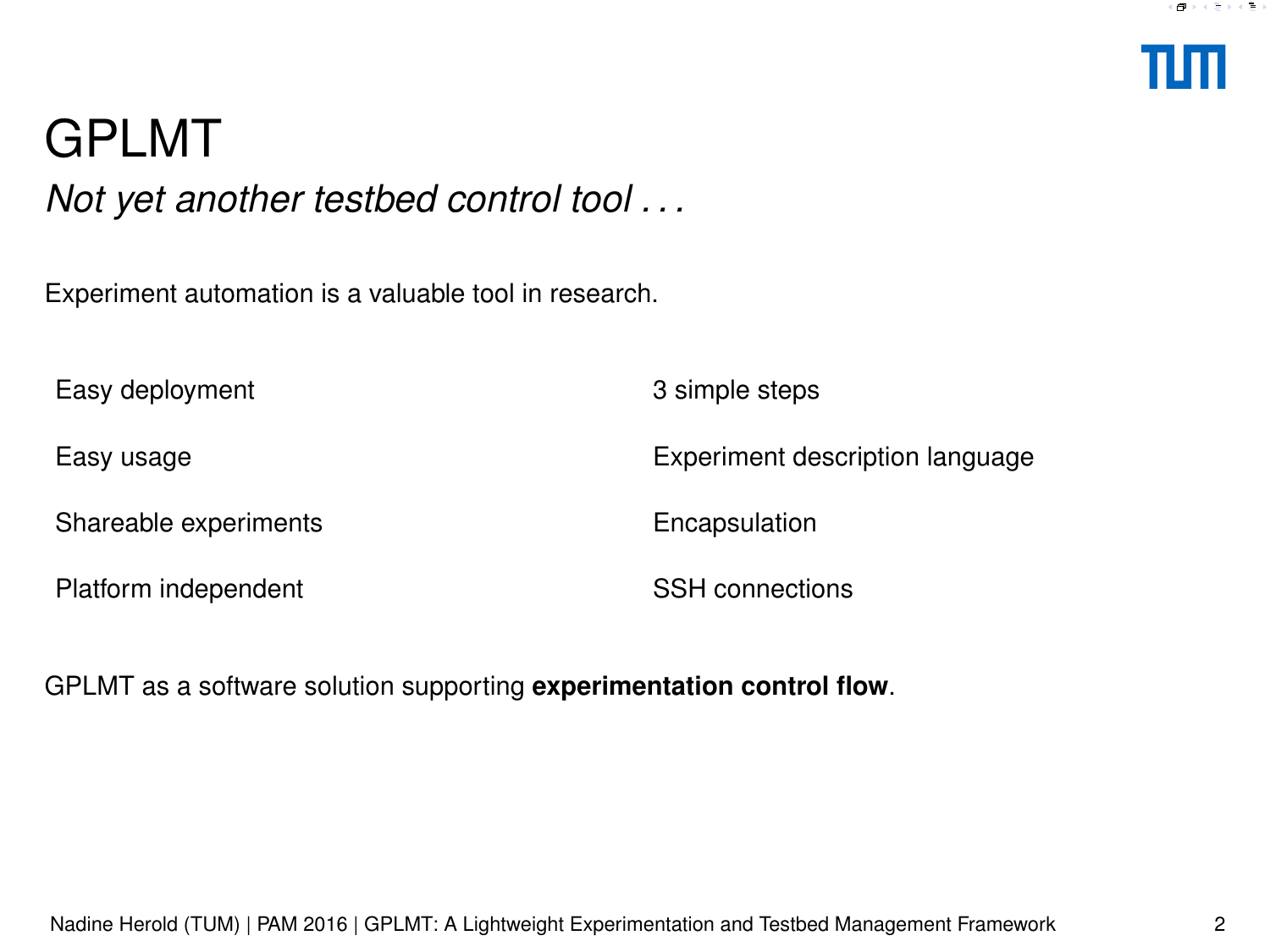# GPLMT

*Not yet another testbed control tool . . .*

Experiment automation is a valuable tool in research.

| | |
|---|---|
| Easy deployment | 3 simple steps |
| Easy usage | Experiment description language |
| Shareable experiments | Encapsulation |
| Platform independent | SSH connections |

GPLMT as a software solution supporting **experimentation control flow**.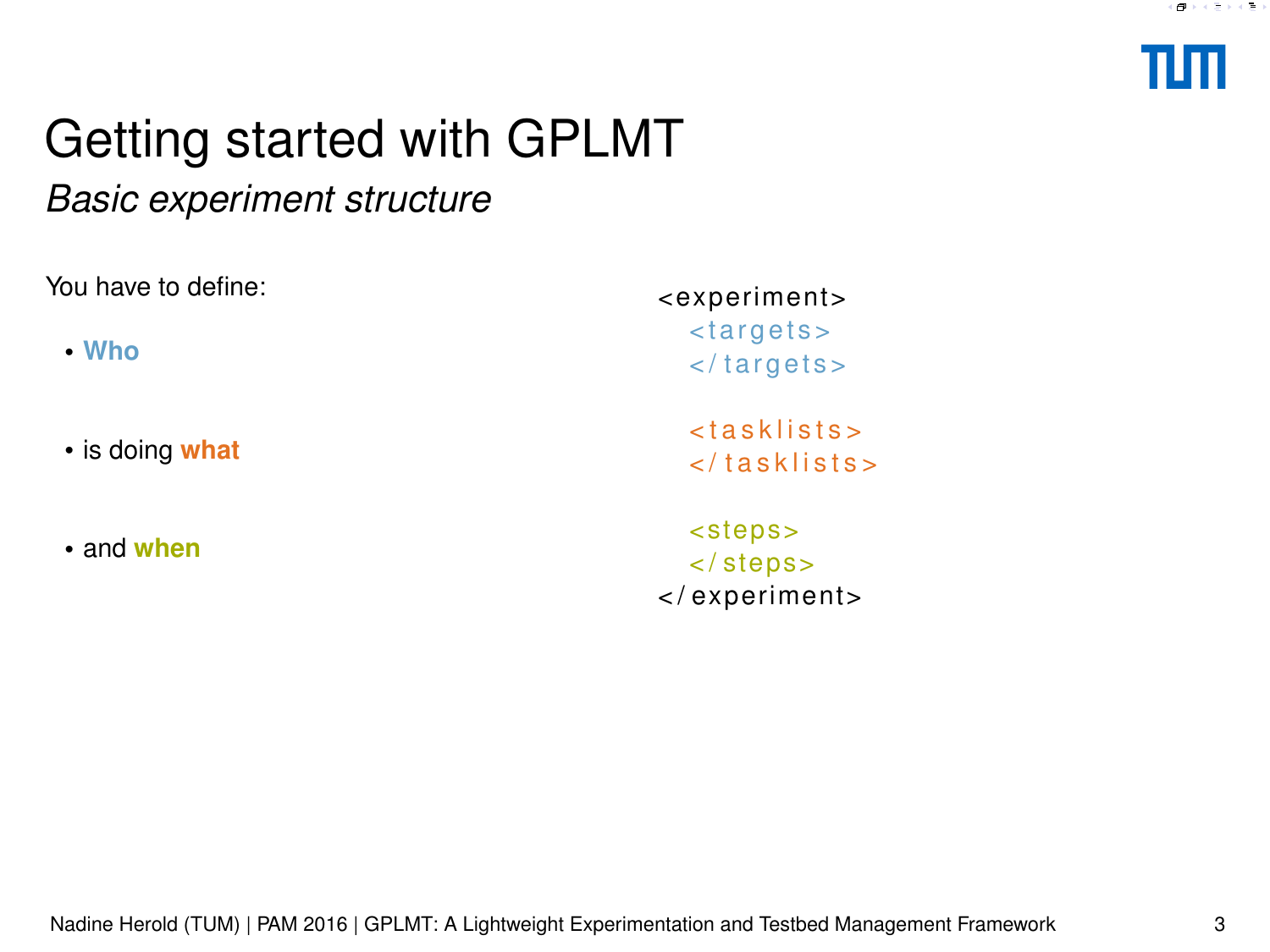# Getting started with GPLMT

*Basic experiment structure*

You have to define:

- **Who**
- is doing **what**
- and **when**

```
<experiment>
  <targets>
  </targets>

  <tasklists>
  </tasklists>

  <steps>
  </steps>
</experiment>
```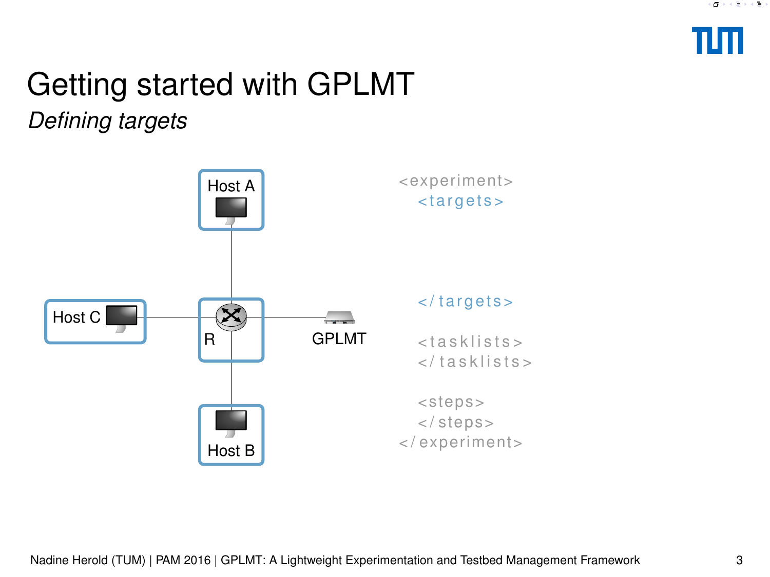# Getting started with GPLMT

*Defining targets*

Host A

Host C

R

GPLMT

Host B

```
<experiment>
  <targets>

  </targets>

  <tasklists>
  </tasklists>

  <steps>
  </steps>
</experiment>
```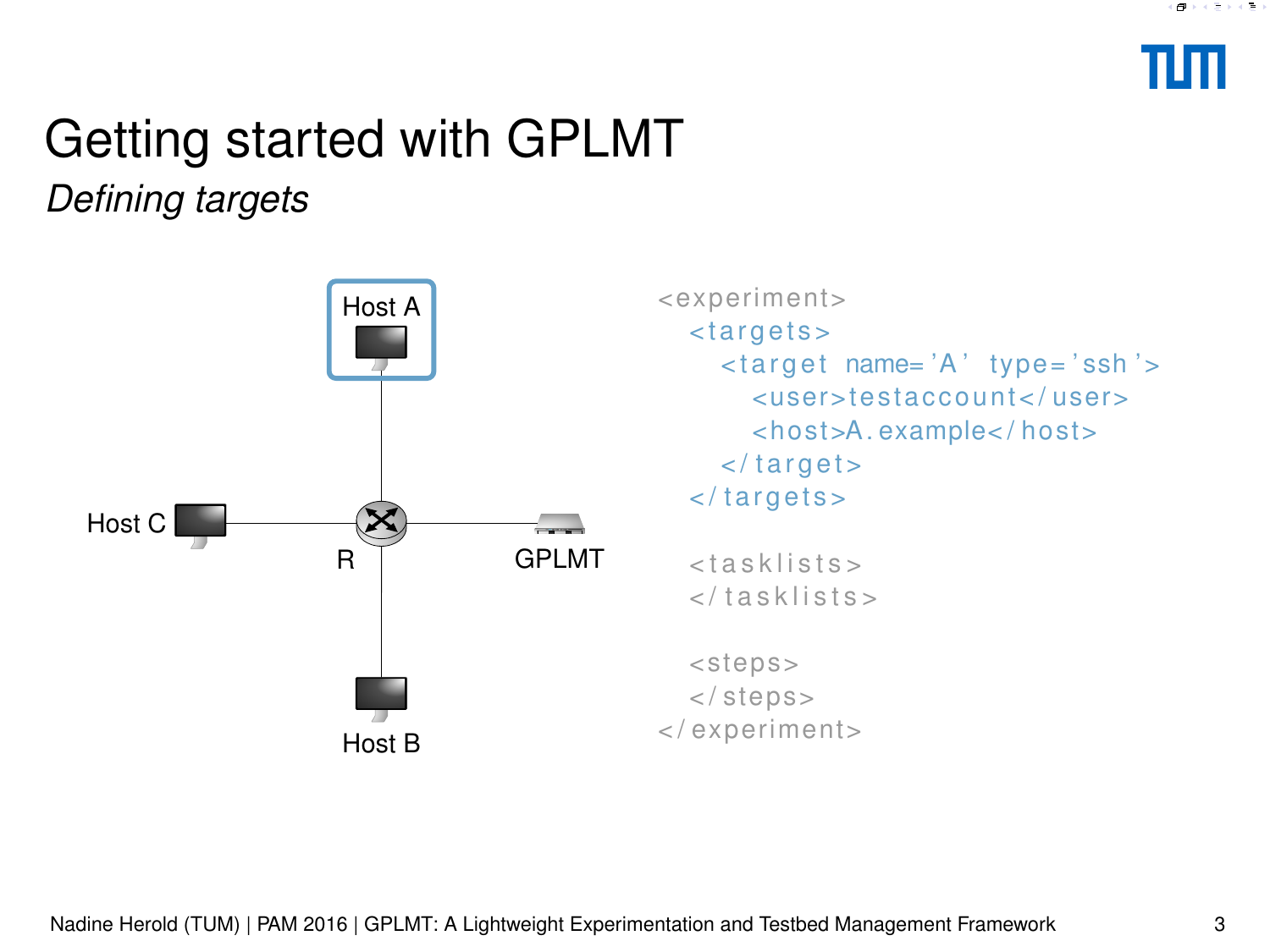# Getting started with GPLMT

*Defining targets*

Host A

Host C

R

GPLMT

Host B

```
<experiment>
  <targets>
    <target name='A' type='ssh'>
      <user>testaccount</user>
      <host>A.example</host>
    </target>
  </targets>

  <tasklists>
  </tasklists>

  <steps>
  </steps>
</experiment>
```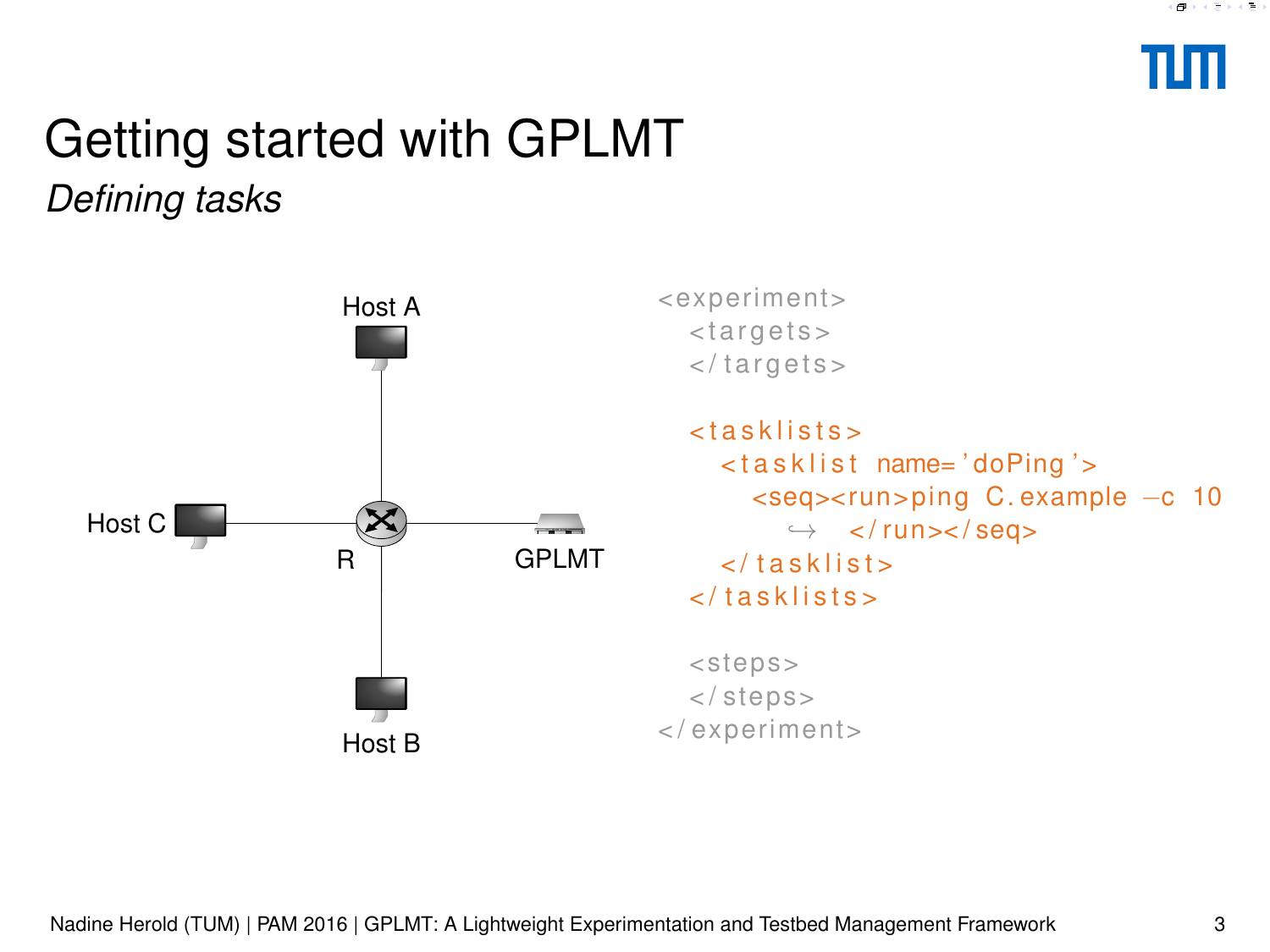# Getting started with GPLMT

*Defining tasks*

Host A

Host C

R

GPLMT

Host B

```
<experiment>
  <targets>
  </targets>

  <tasklists>
    <tasklist name='doPing'>
      <seq><run>ping C.example -c 10
        </run></seq>
    </tasklist>
  </tasklists>

  <steps>
  </steps>
</experiment>
```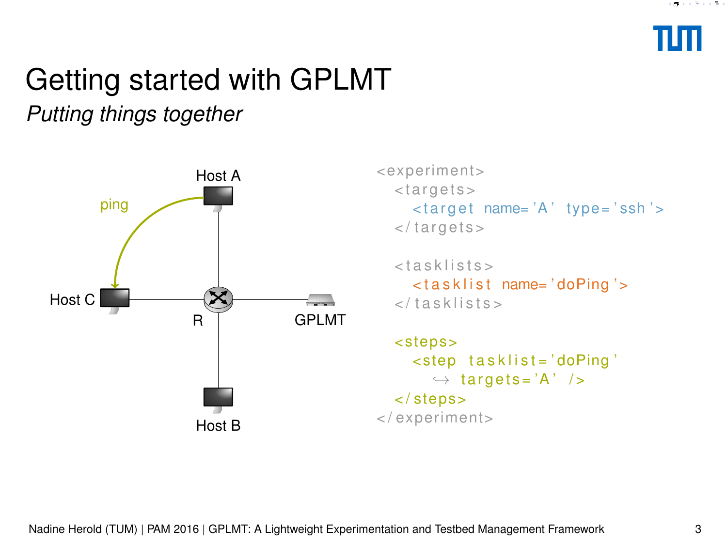# Getting started with GPLMT

*Putting things together*

Host A

ping

Host C

R

GPLMT

Host B

```
<experiment>
  <targets>
    <target name='A' type='ssh'>
  </targets>

  <tasklists>
    <tasklist name='doPing'>
  </tasklists>

  <steps>
    <step tasklist='doPing'
      ↪ targets='A' />
  </steps>
</experiment>
```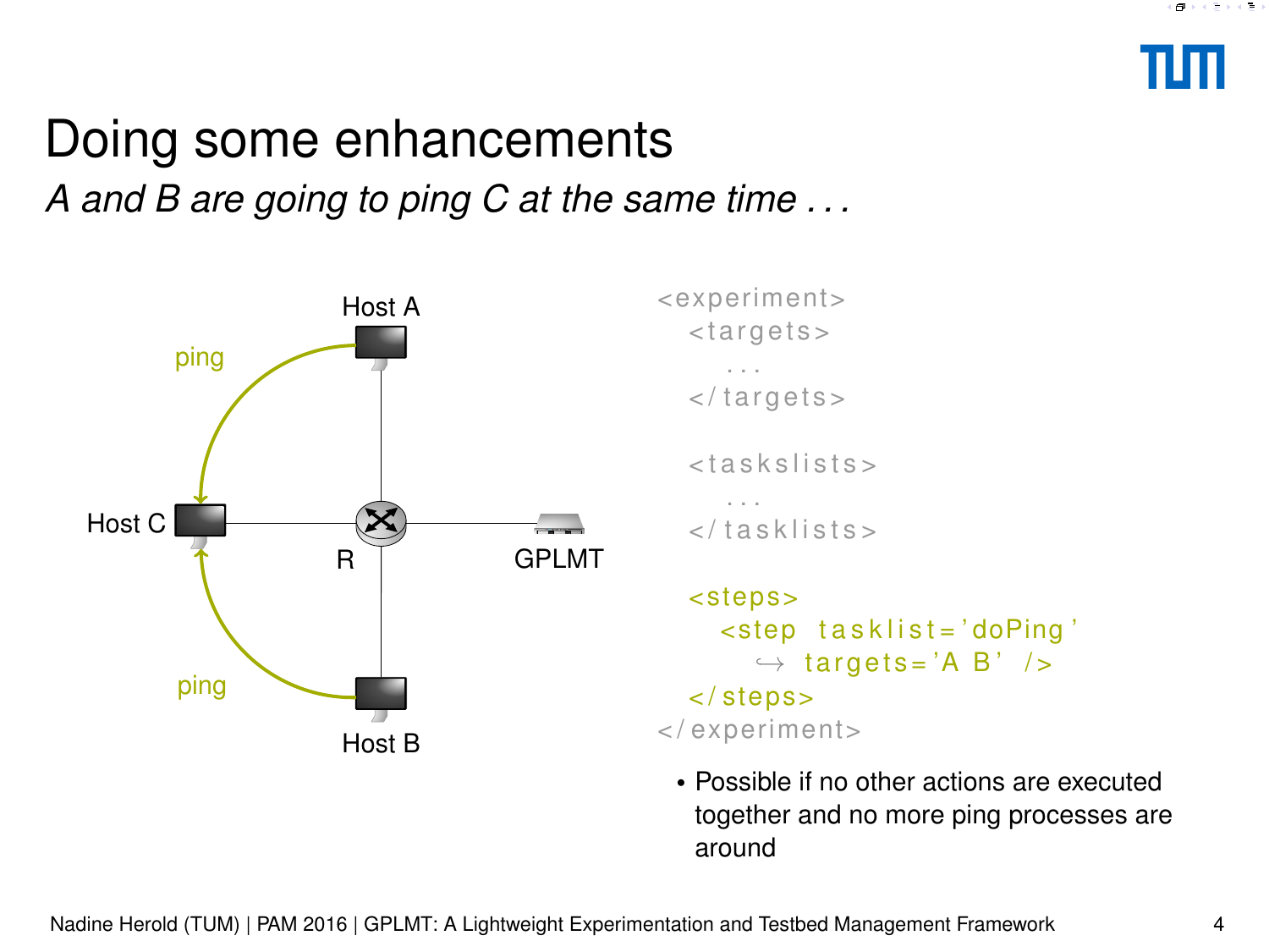# Doing some enhancements

*A and B are going to ping C at the same time . . .*

Host A

ping

Host C

R

GPLMT

ping

Host B

```
<experiment>
  <targets>
    ...
  </targets>

  <taskslists>
    ...
  </tasklists>

  <steps>
    <step tasklist='doPing'
      ↪ targets='A B' />
  </steps>
</experiment>
```

- Possible if no other actions are executed together and no more ping processes are around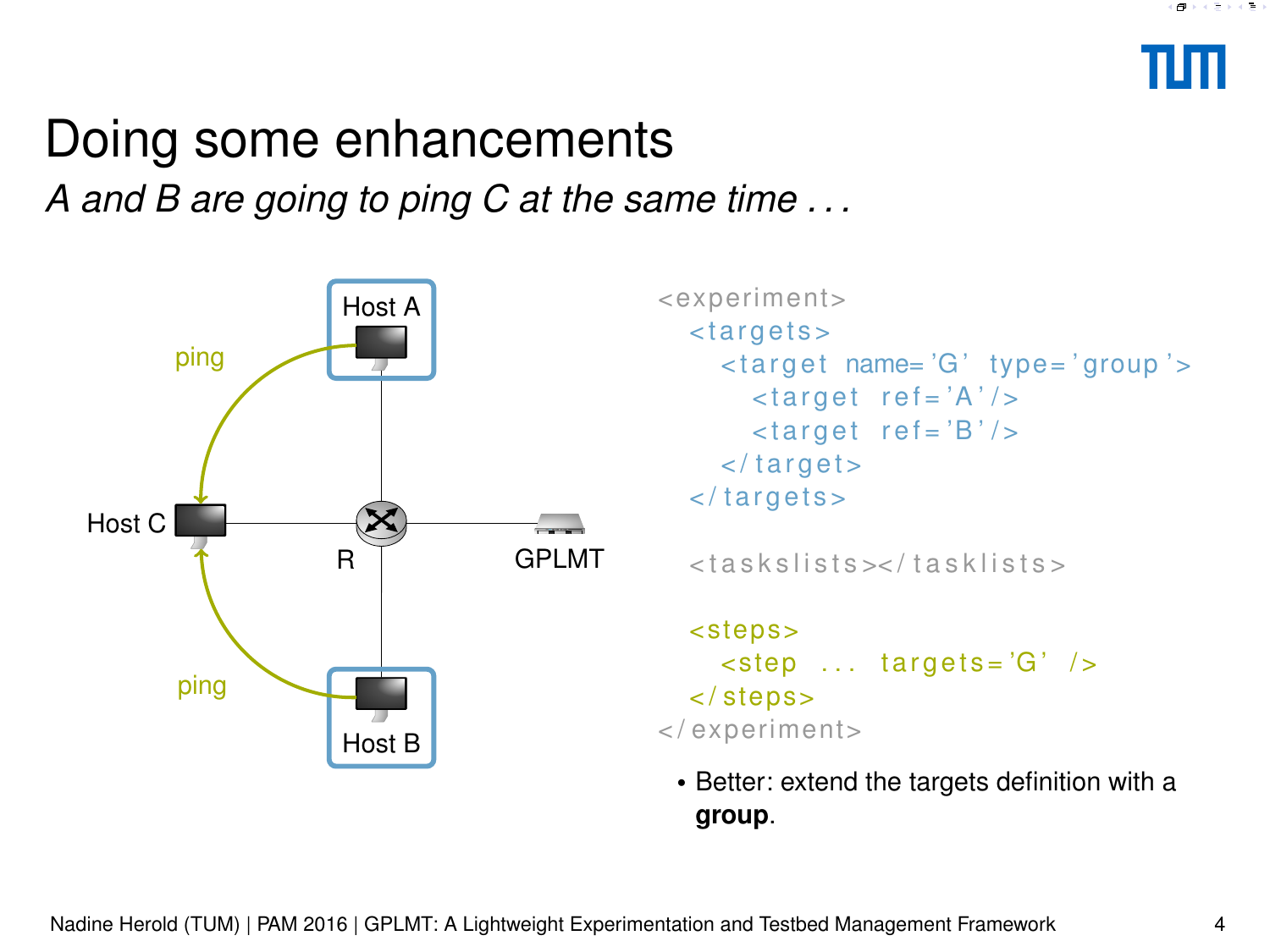# Doing some enhancements

*A and B are going to ping C at the same time . . .*

Host A

ping

Host C

R

GPLMT

ping

Host B

```
<experiment>
  <targets>
    <target name='G' type='group'>
      <target ref='A'/>
      <target ref='B'/>
    </target>
  </targets>

  <taskslists></tasklists>

  <steps>
    <step ... targets='G' />
  </steps>
</experiment>
```

- Better: extend the targets definition with a **group**.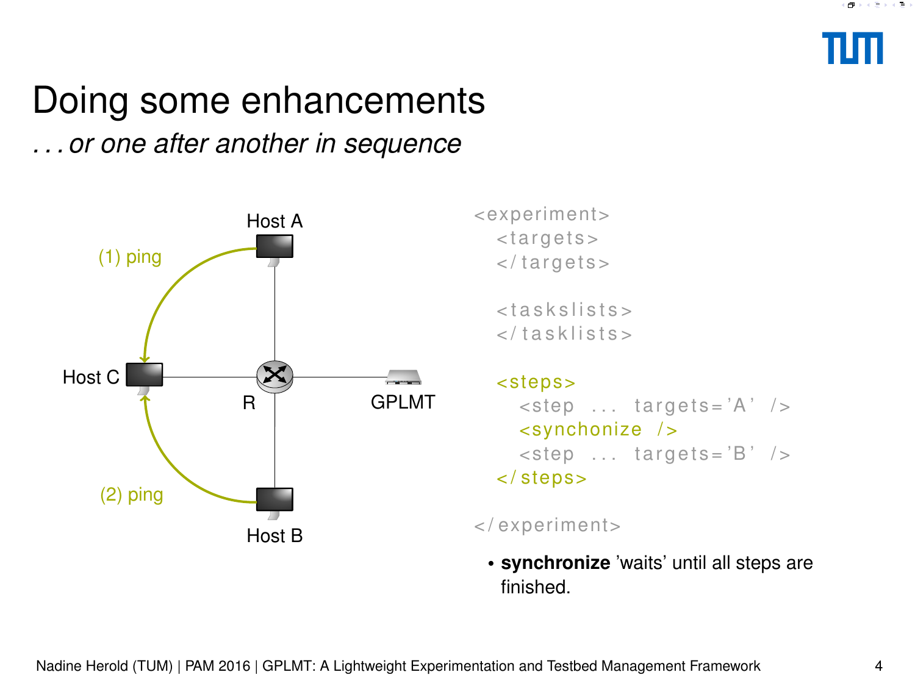# Doing some enhancements

*. . . or one after another in sequence*

Host A

(1) ping

Host C

R

GPLMT

(2) ping

Host B

```
<experiment>
  <targets>
  </targets>

  <taskslists>
  </tasklists>

  <steps>
    <step ... targets='A' />
    <synchronize />
    <step ... targets='B' />
  </steps>

</experiment>
```

- **synchronize** 'waits' until all steps are finished.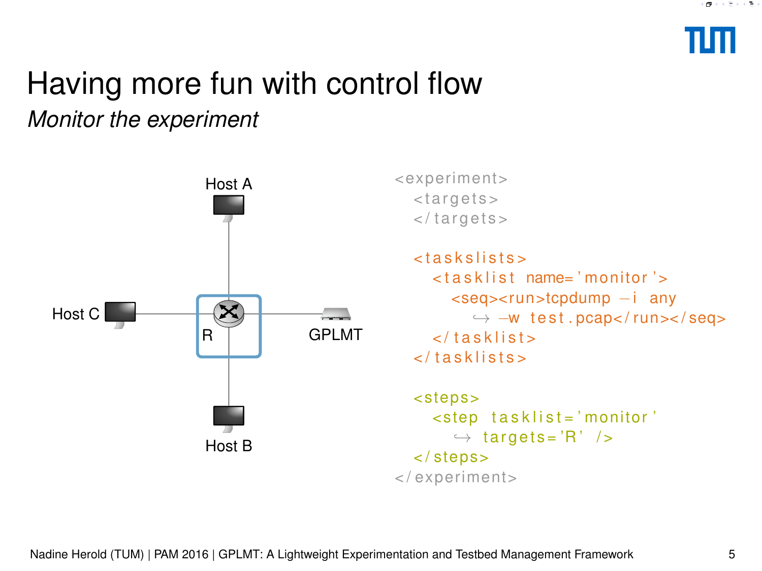# Having more fun with control flow

*Monitor the experiment*

Host A

Host C

R

GPLMT

Host B

```
<experiment>
  <targets>
  </targets>

  <taskslists>
    <tasklist name='monitor'>
      <seq><run>tcpdump -i any
        ↪ -w test.pcap</run></seq>
    </tasklist>
  </tasklists>

  <steps>
    <step tasklist='monitor'
      ↪ targets='R' />
  </steps>
</experiment>
```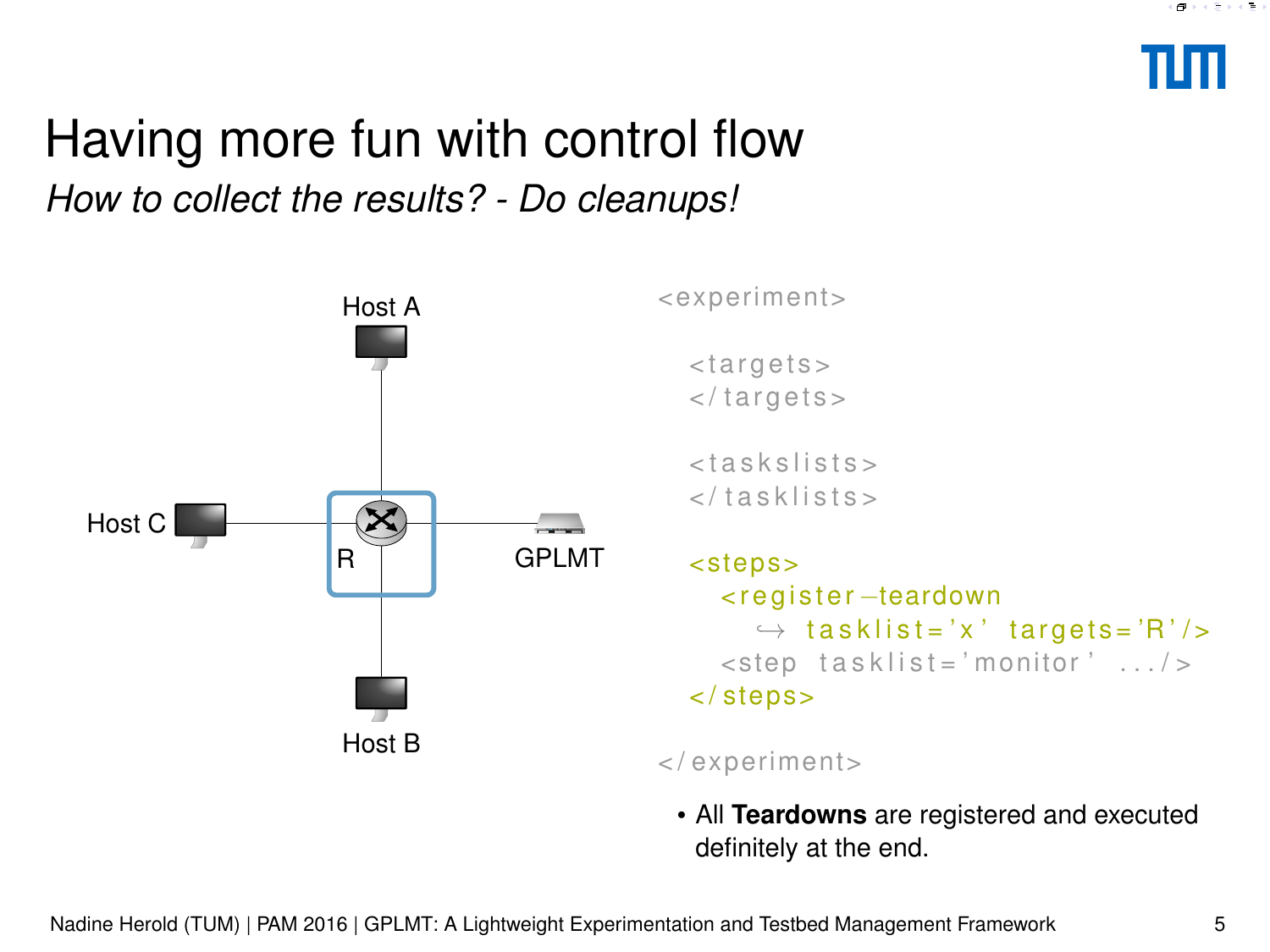# Having more fun with control flow

*How to collect the results? - Do cleanups!*

Host A

Host C

R

GPLMT

Host B

```
<experiment>

  <targets>
  </targets>

  <taskslists>
  </tasklists>

  <steps>
    <register-teardown
      ↪ tasklist='x' targets='R'/>
    <step tasklist='monitor' .../>
  </steps>

</experiment>
```

- All **Teardowns** are registered and executed definitely at the end.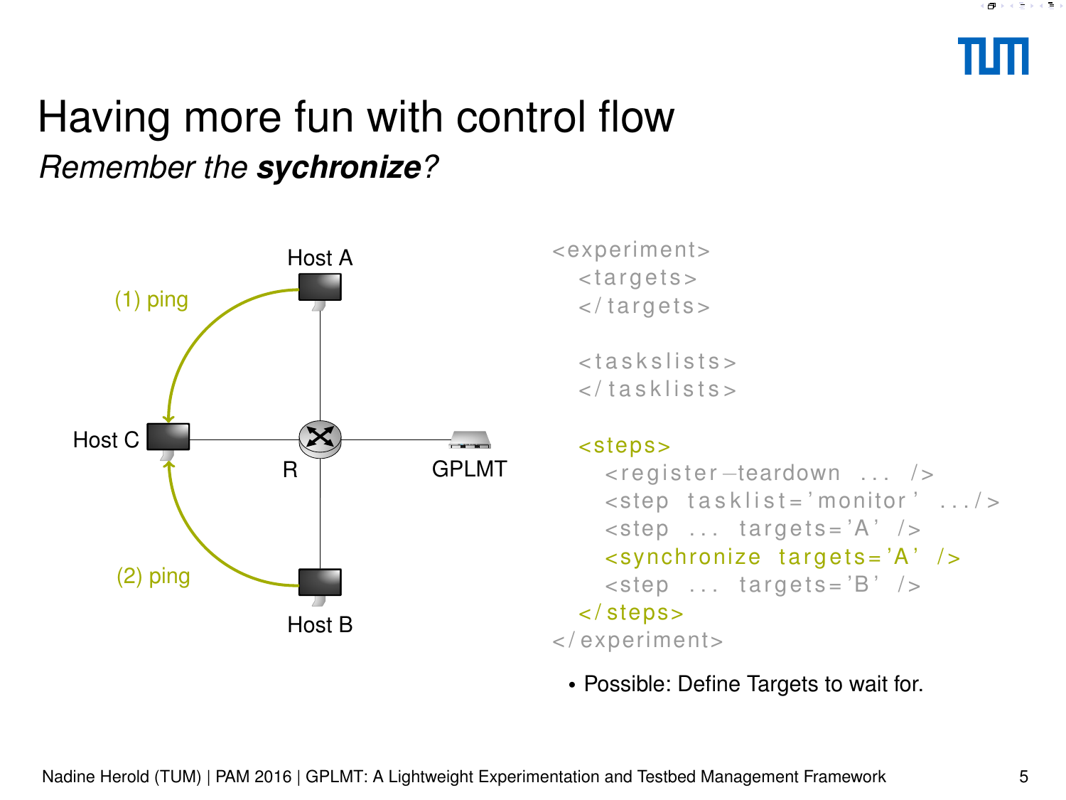# Having more fun with control flow

*Remember the **sychronize**?*

(1) ping

Host A

Host C

R

GPLMT

(2) ping

Host B

```
<experiment>
  <targets>
  </targets>

  <taskslists>
  </tasklists>

  <steps>
    <register-teardown ... />
    <step tasklist='monitor' .../>
    <step ... targets='A' />
    <synchronize targets='A' />
    <step ... targets='B' />
  </steps>
</experiment>
```

- Possible: Define Targets to wait for.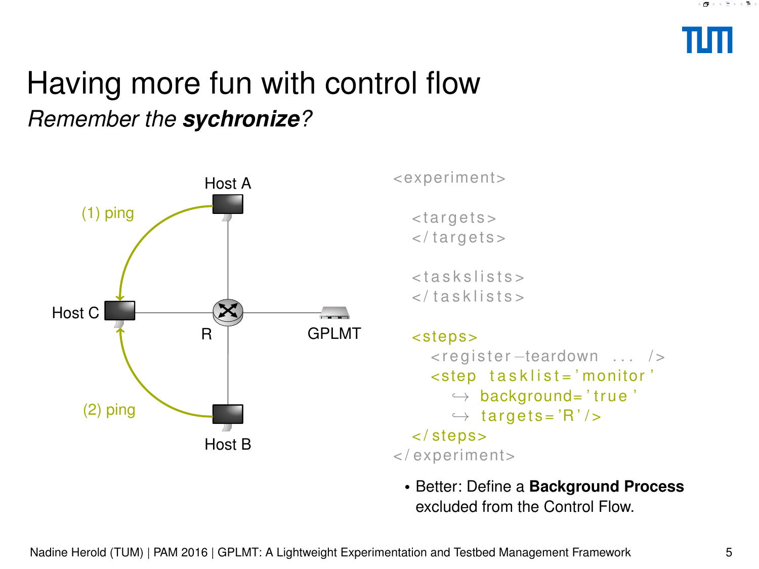# Having more fun with control flow

*Remember the **sychronize**?*

Host A

(1) ping

Host C

R

GPLMT

(2) ping

Host B

```
<experiment>

  <targets>
  </targets>

  <taskslists>
  </tasklists>

  <steps>
    <register-teardown ... />
    <step tasklist='monitor'
      ↪ background='true'
      ↪ targets='R'/>
  </steps>
</experiment>
```

- Better: Define a **Background Process** excluded from the Control Flow.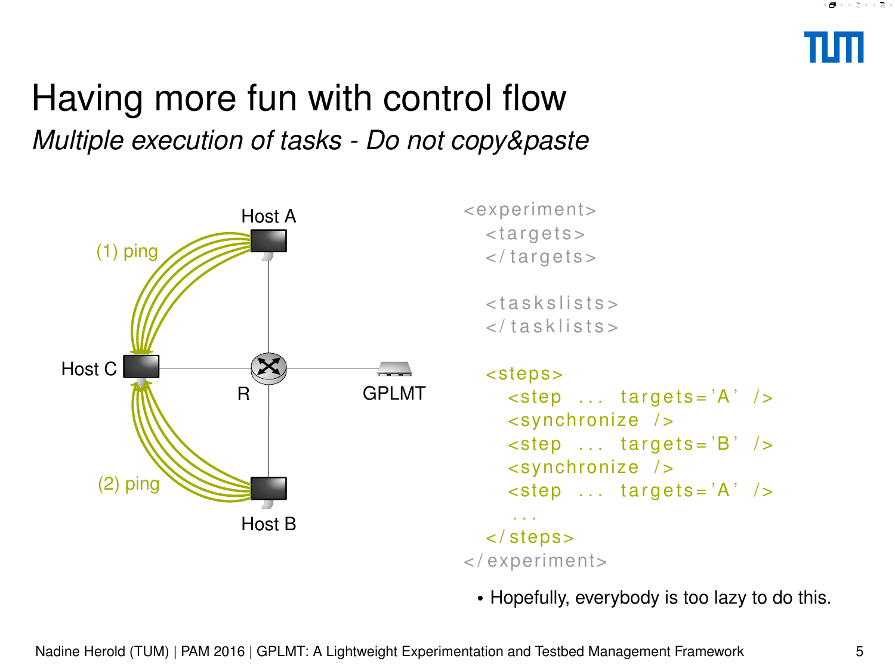# Having more fun with control flow

*Multiple execution of tasks - Do not copy&paste*

```
<experiment>
  <targets>
  </targets>

  <taskslists>
  </tasklists>

  <steps>
    <step ... targets='A' />
    <synchronize />
    <step ... targets='B' />
    <synchronize />
    <step ... targets='A' />
    ...
  </steps>
</experiment>
```

- Hopefully, everybody is too lazy to do this.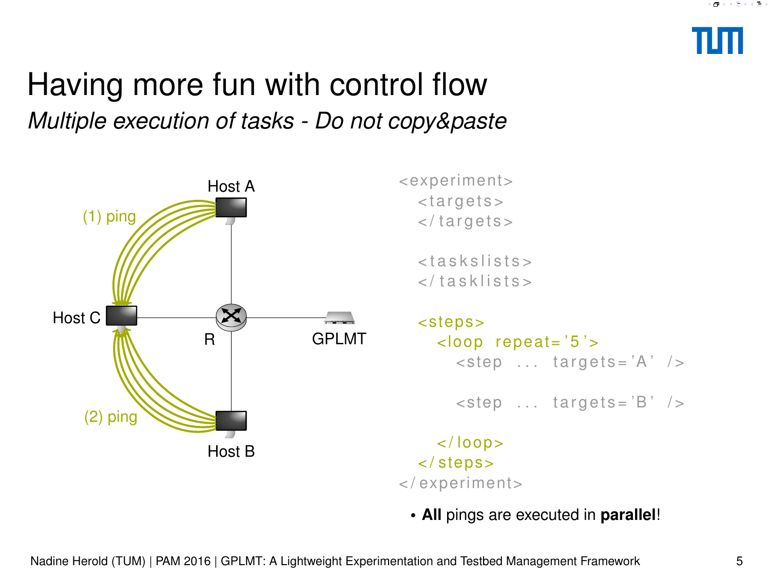# Having more fun with control flow

*Multiple execution of tasks - Do not copy&paste*

Host A

(1) ping

Host C

R

GPLMT

(2) ping

Host B

```
<experiment>
  <targets>
  </targets>

  <taskslists>
  </tasklists>

  <steps>
    <loop repeat='5'>
      <step ... targets='A' />

      <step ... targets='B' />

    </loop>
  </steps>
</experiment>
```

- **All** pings are executed in **parallel**!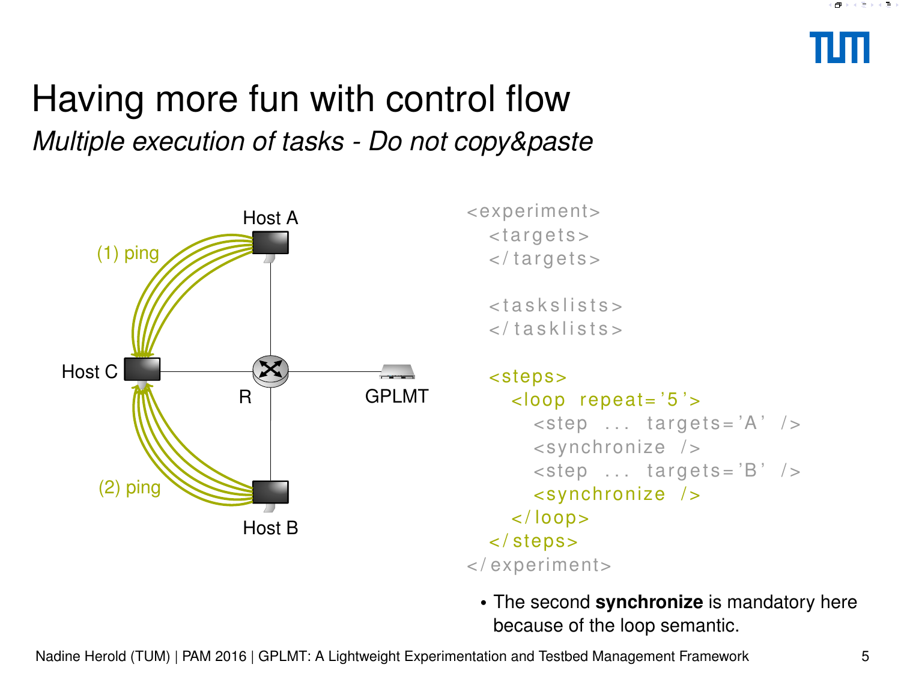# Having more fun with control flow

*Multiple execution of tasks - Do not copy&paste*

```
<experiment>
  <targets>
  </targets>

  <taskslists>
  </tasklists>

  <steps>
    <loop repeat='5'>
      <step ... targets='A' />
      <synchronize />
      <step ... targets='B' />
      <synchronize />
    </loop>
  </steps>
</experiment>
```

- The second **synchronize** is mandatory here because of the loop semantic.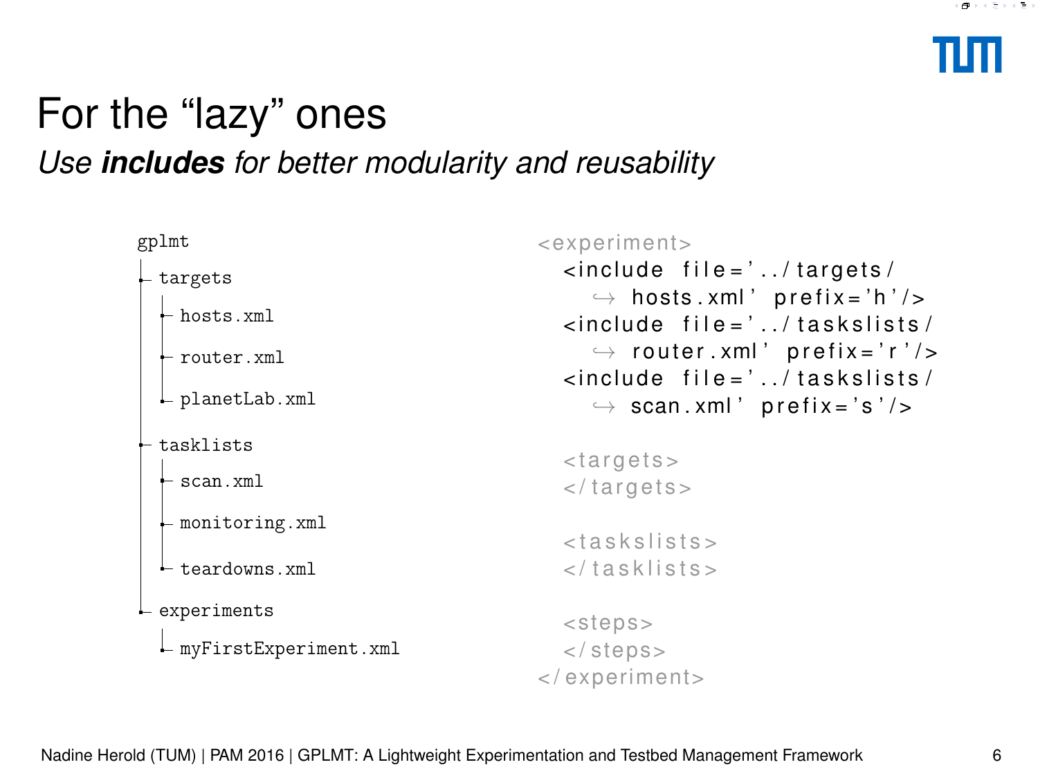# For the "lazy" ones

*Use **includes** for better modularity and reusability*

```
gplmt
├─ targets
│  ├─ hosts.xml
│  ├─ router.xml
│  └─ planetLab.xml
├─ tasklists
│  ├─ scan.xml
│  ├─ monitoring.xml
│  └─ teardowns.xml
└─ experiments
   └─ myFirstExperiment.xml
```

```
<experiment>
  <include file='../targets/
    ↪ hosts.xml' prefix='h'/>
  <include file='../taskslists/
    ↪ router.xml' prefix='r'/>
  <include file='../taskslists/
    ↪ scan.xml' prefix='s'/>

  <targets>
  </targets>

  <taskslists>
  </tasklists>

  <steps>
  </steps>
</experiment>
```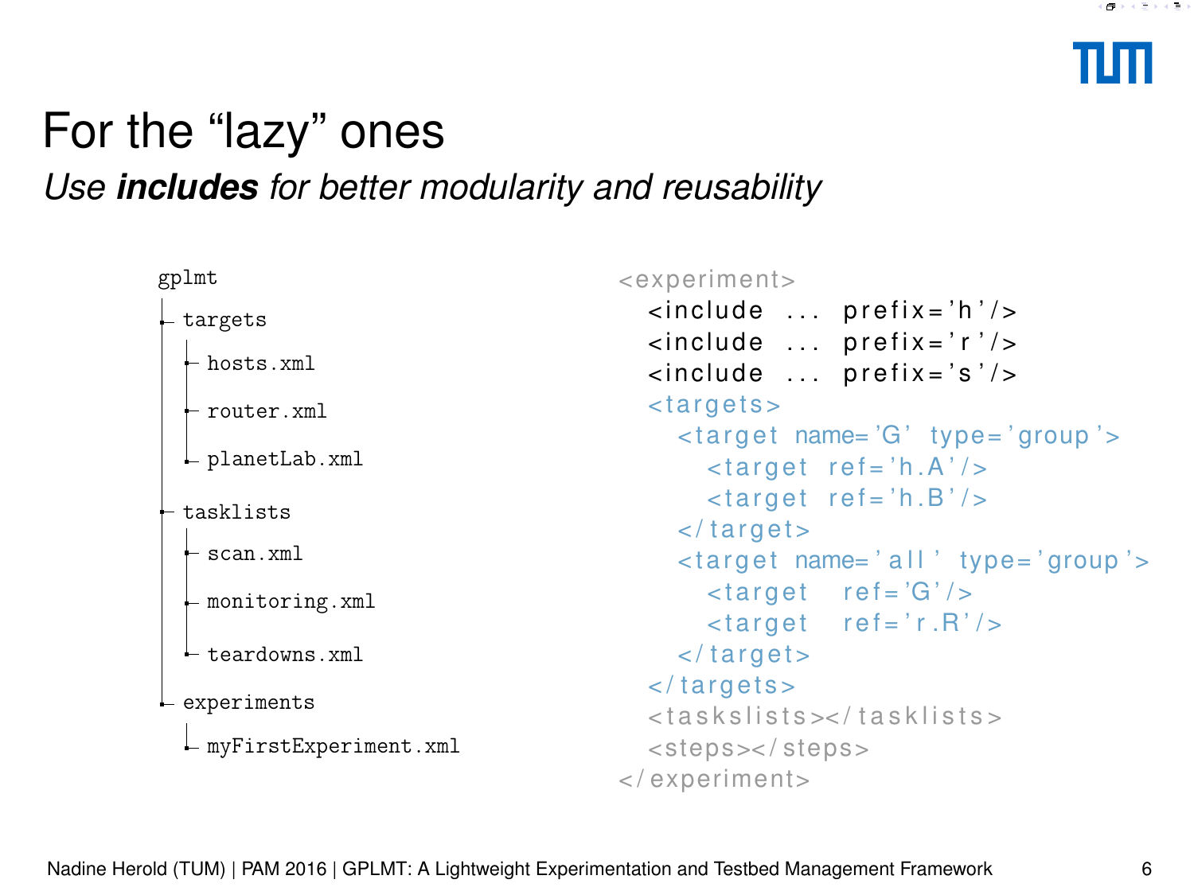# For the “lazy” ones

*Use **includes** for better modularity and reusability*

```
gplmt
├─ targets
│  ├─ hosts.xml
│  ├─ router.xml
│  └─ planetLab.xml
├─ tasklists
│  ├─ scan.xml
│  ├─ monitoring.xml
│  └─ teardowns.xml
└─ experiments
   └─ myFirstExperiment.xml
```

```
<experiment>
  <include ... prefix='h'/>
  <include ... prefix='r'/>
  <include ... prefix='s'/>
  <targets>
    <target name='G' type='group'>
      <target ref='h.A'/>
      <target ref='h.B'/>
    </target>
    <target name='all' type='group'>
      <target ref='G'/>
      <target ref='r.R'/>
    </target>
  </targets>
  <taskslists></tasklists>
  <steps></steps>
</experiment>
```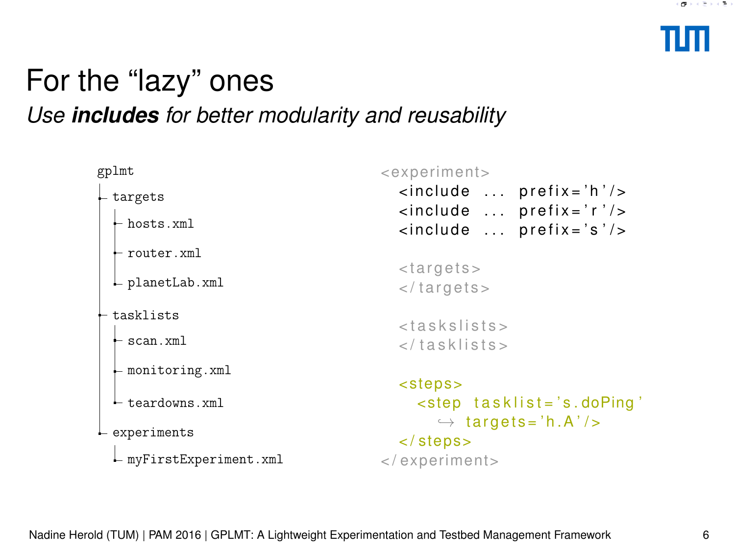# For the "lazy" ones

*Use **includes** for better modularity and reusability*

```
gplmt
├─ targets
│  ├─ hosts.xml
│  ├─ router.xml
│  └─ planetLab.xml
├─ tasklists
│  ├─ scan.xml
│  ├─ monitoring.xml
│  └─ teardowns.xml
└─ experiments
   └─ myFirstExperiment.xml
```

```
<experiment>
  <include ... prefix='h'/>
  <include ... prefix='r'/>
  <include ... prefix='s'/>

  <targets>
  </targets>

  <taskslists>
  </tasklists>

  <steps>
    <step tasklist='s.doPing'
      ↪ targets='h.A'/>
  </steps>
</experiment>
```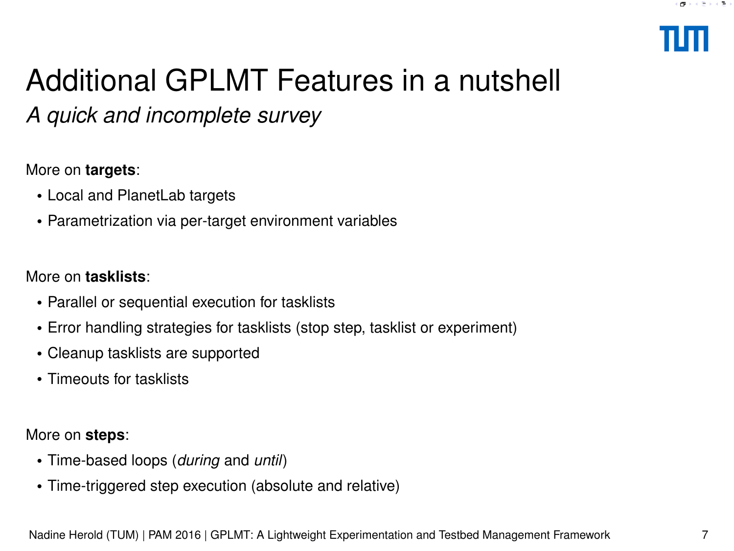# Additional GPLMT Features in a nutshell

*A quick and incomplete survey*

More on **targets**:

- Local and PlanetLab targets
- Parametrization via per-target environment variables

More on **tasklists**:

- Parallel or sequential execution for tasklists
- Error handling strategies for tasklists (stop step, tasklist or experiment)
- Cleanup tasklists are supported
- Timeouts for tasklists

More on **steps**:

- Time-based loops (*during* and *until*)
- Time-triggered step execution (absolute and relative)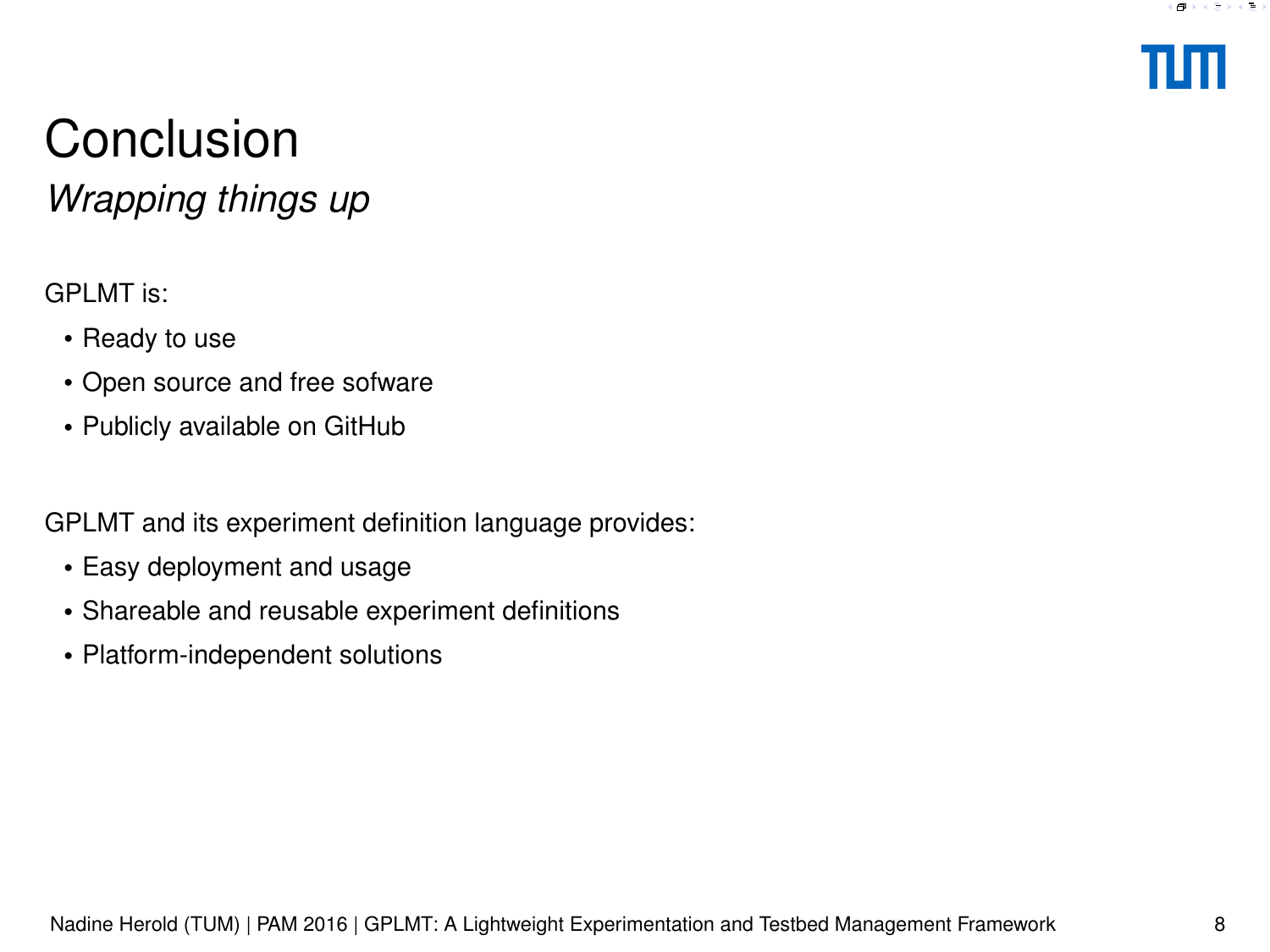# Conclusion

*Wrapping things up*

GPLMT is:

- Ready to use
- Open source and free sofware
- Publicly available on GitHub

GPLMT and its experiment definition language provides:

- Easy deployment and usage
- Shareable and reusable experiment definitions
- Platform-independent solutions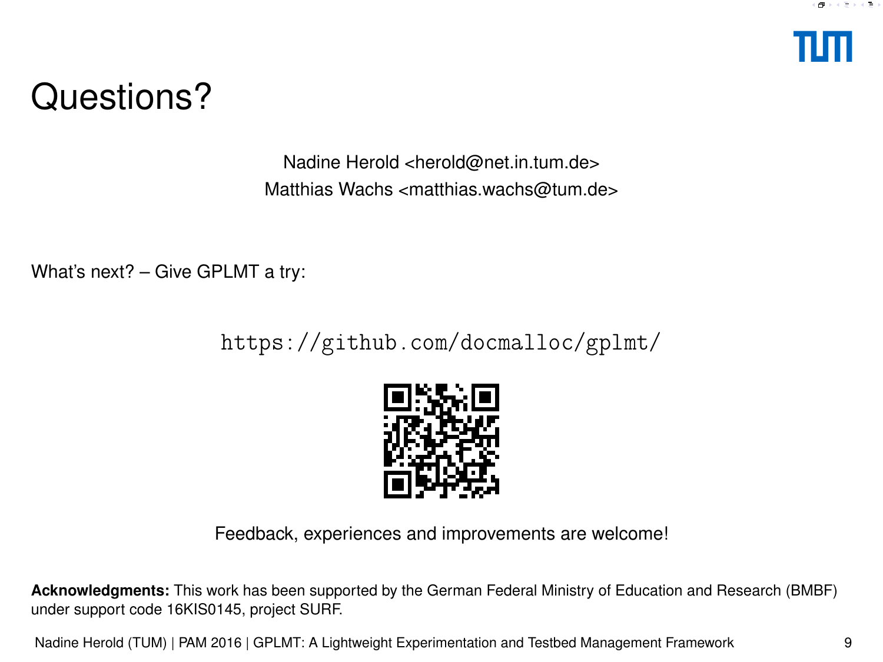# Questions?

Nadine Herold <herold@net.in.tum.de>
Matthias Wachs <matthias.wachs@tum.de>

What's next? – Give GPLMT a try:

https://github.com/docmalloc/gplmt/

Feedback, experiences and improvements are welcome!

**Acknowledgments:** This work has been supported by the German Federal Ministry of Education and Research (BMBF) under support code 16KIS0145, project SURF.